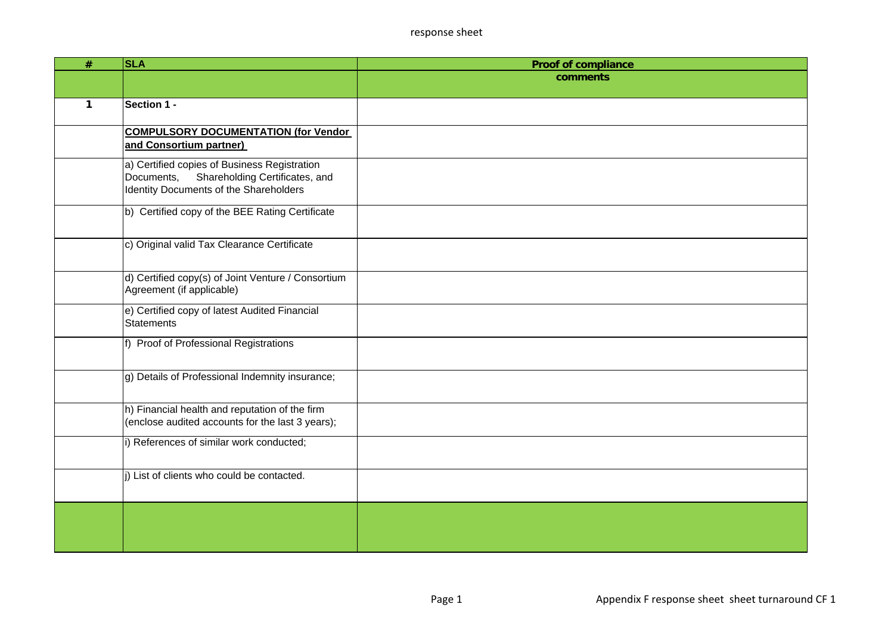response sheet

| # | SLA | Proof of compliance |
|---|---|---|
| | | **comments** |
| **1** | **Section 1 -** | |
| | **COMPULSORY DOCUMENTATION (for Vendor and Consortium partner)** | |
| | a) Certified copies of Business Registration Documents, Shareholding Certificates, and Identity Documents of the Shareholders | |
| | b) Certified copy of the BEE Rating Certificate | |
| | c) Original valid Tax Clearance Certificate | |
| | d) Certified copy(s) of Joint Venture / Consortium Agreement (if applicable) | |
| | e) Certified copy of latest Audited Financial Statements | |
| | f) Proof of Professional Registrations | |
| | g) Details of Professional Indemnity insurance; | |
| | h) Financial health and reputation of the firm (enclose audited accounts for the last 3 years); | |
| | i) References of similar work conducted; | |
| | j) List of clients who could be contacted. | |
| | | |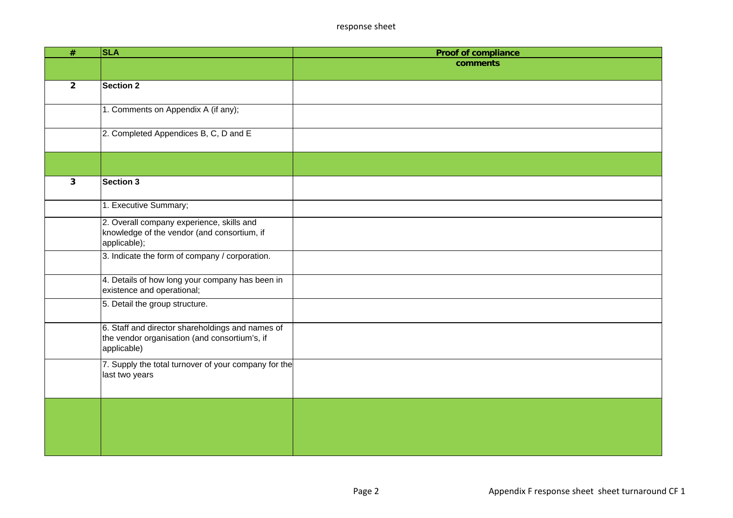response sheet

| # | SLA | Proof of compliance |
|---|---|---|
| | | comments |
| 2 | **Section 2** | |
| | 1. Comments on Appendix A (if any); | |
| | 2. Completed Appendices B, C, D and E | |
| | | |
| 3 | **Section 3** | |
| | 1. Executive Summary; | |
| | 2. Overall company experience, skills and knowledge of the vendor (and consortium, if applicable); | |
| | 3. Indicate the form of company / corporation. | |
| | 4. Details of how long your company has been in existence and operational; | |
| | 5. Detail the group structure. | |
| | 6. Staff and director shareholdings and names of the vendor organisation (and consortium's, if applicable) | |
| | 7. Supply the total turnover of your company for the last two years | |
| | | |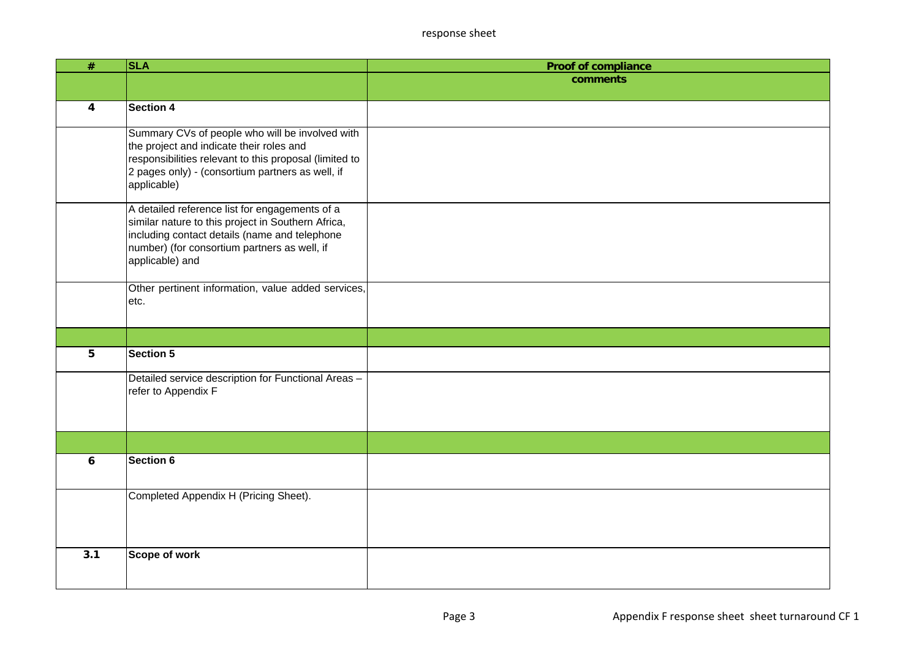response sheet

| # | SLA | Proof of compliance |
| --- | --- | --- |
| | | comments |
| 4 | **Section 4** | |
| | Summary CVs of people who will be involved with the project and indicate their roles and responsibilities relevant to this proposal (limited to 2 pages only) - (consortium partners as well, if applicable) | |
| | A detailed reference list for engagements of a similar nature to this project in Southern Africa, including contact details (name and telephone number) (for consortium partners as well, if applicable) and | |
| | Other pertinent information, value added services, etc. | |
| | | |
| 5 | **Section 5** | |
| | Detailed service description for Functional Areas – refer to Appendix F | |
| | | |
| 6 | **Section 6** | |
| | Completed Appendix H (Pricing Sheet). | |
| 3.1 | **Scope of work** | |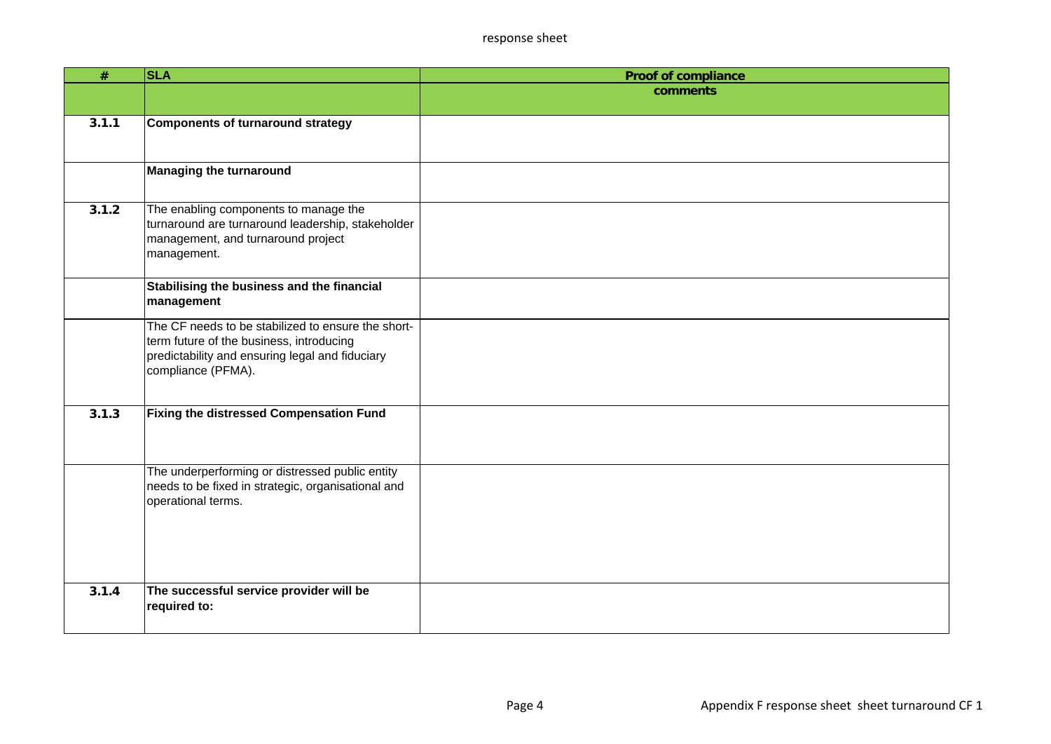# response sheet

| # | SLA | Proof of compliance<br>comments |
|---|---|---|
| 3.1.1 | **Components of turnaround strategy** | |
| | **Managing the turnaround** | |
| 3.1.2 | The enabling components to manage the turnaround are turnaround leadership, stakeholder management, and turnaround project management. | |
| | **Stabilising the business and the financial management** | |
| | The CF needs to be stabilized to ensure the short-term future of the business, introducing predictability and ensuring legal and fiduciary compliance (PFMA). | |
| 3.1.3 | **Fixing the distressed Compensation Fund** | |
| | The underperforming or distressed public entity needs to be fixed in strategic, organisational and operational terms. | |
| 3.1.4 | **The successful service provider will be required to:** | |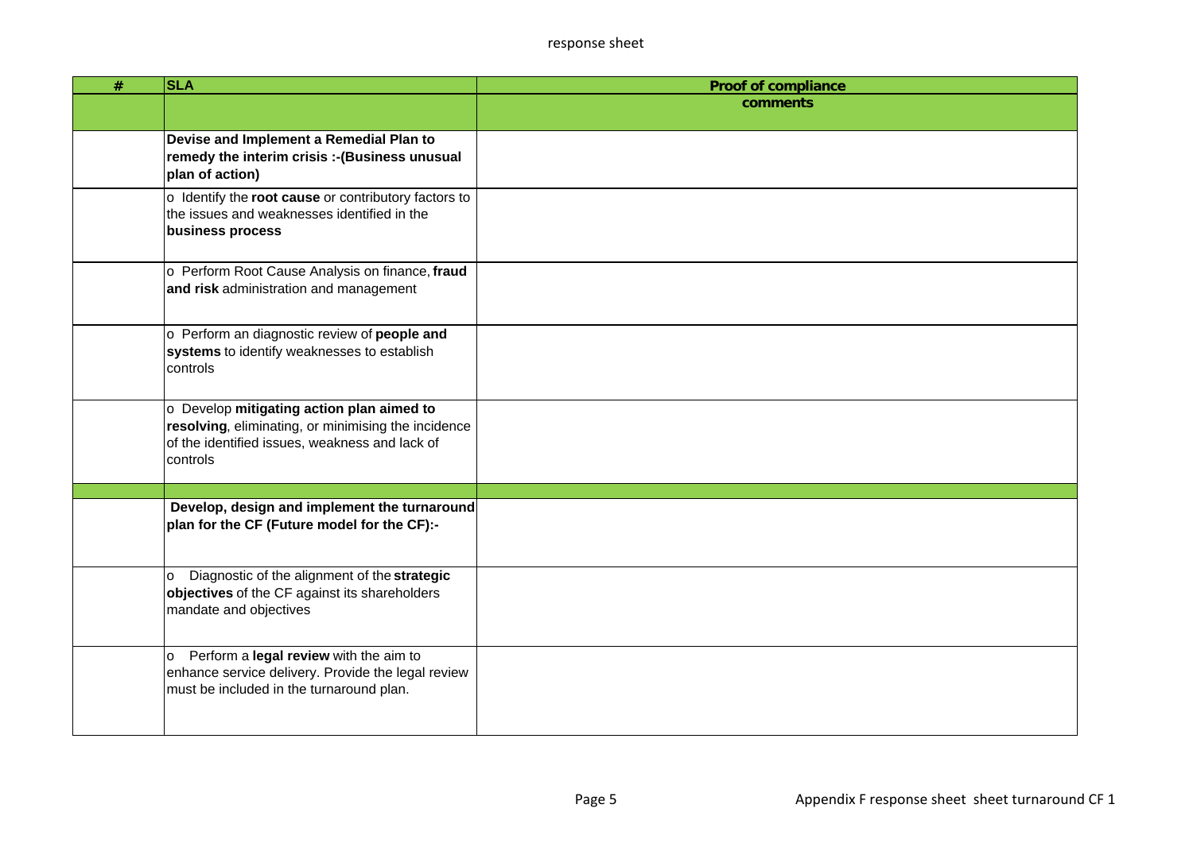response sheet

| # | SLA | Proof of compliance |
|---|---|---|
| | | **comments** |
| | **Devise and Implement a Remedial Plan to remedy the interim crisis :-(Business unusual plan of action)** | |
| | o Identify the **root cause** or contributory factors to the issues and weaknesses identified in the **business process** | |
| | o Perform Root Cause Analysis on finance, **fraud and risk** administration and management | |
| | o Perform an diagnostic review of **people and systems** to identify weaknesses to establish controls | |
| | o Develop **mitigating action plan aimed to resolving**, eliminating, or minimising the incidence of the identified issues, weakness and lack of controls | |
| | | |
| | **Develop, design and implement the turnaround plan for the CF (Future model for the CF):-** | |
| | o Diagnostic of the alignment of the **strategic objectives** of the CF against its shareholders mandate and objectives | |
| | o Perform a **legal review** with the aim to enhance service delivery. Provide the legal review must be included in the turnaround plan. | |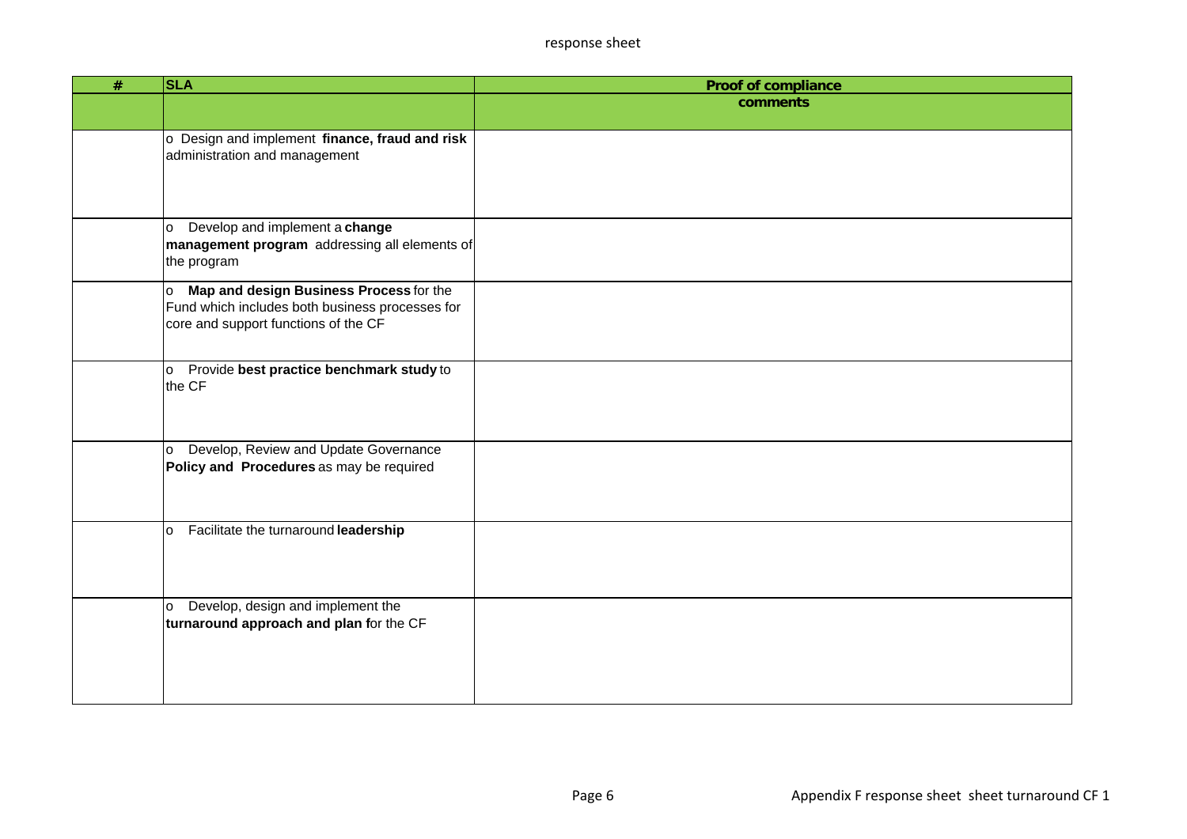response sheet

| # | SLA | Proof of compliance |
|---|---|---|
| | | **comments** |
| | o Design and implement **finance, fraud and risk** administration and management | |
| | o Develop and implement a **change management program** addressing all elements of the program | |
| | o **Map and design Business Process** for the Fund which includes both business processes for core and support functions of the CF | |
| | o Provide **best practice benchmark study** to the CF | |
| | o Develop, Review and Update Governance **Policy and Procedures** as may be required | |
| | o Facilitate the turnaround **leadership** | |
| | o Develop, design and implement the **turnaround approach and plan f**or the CF | |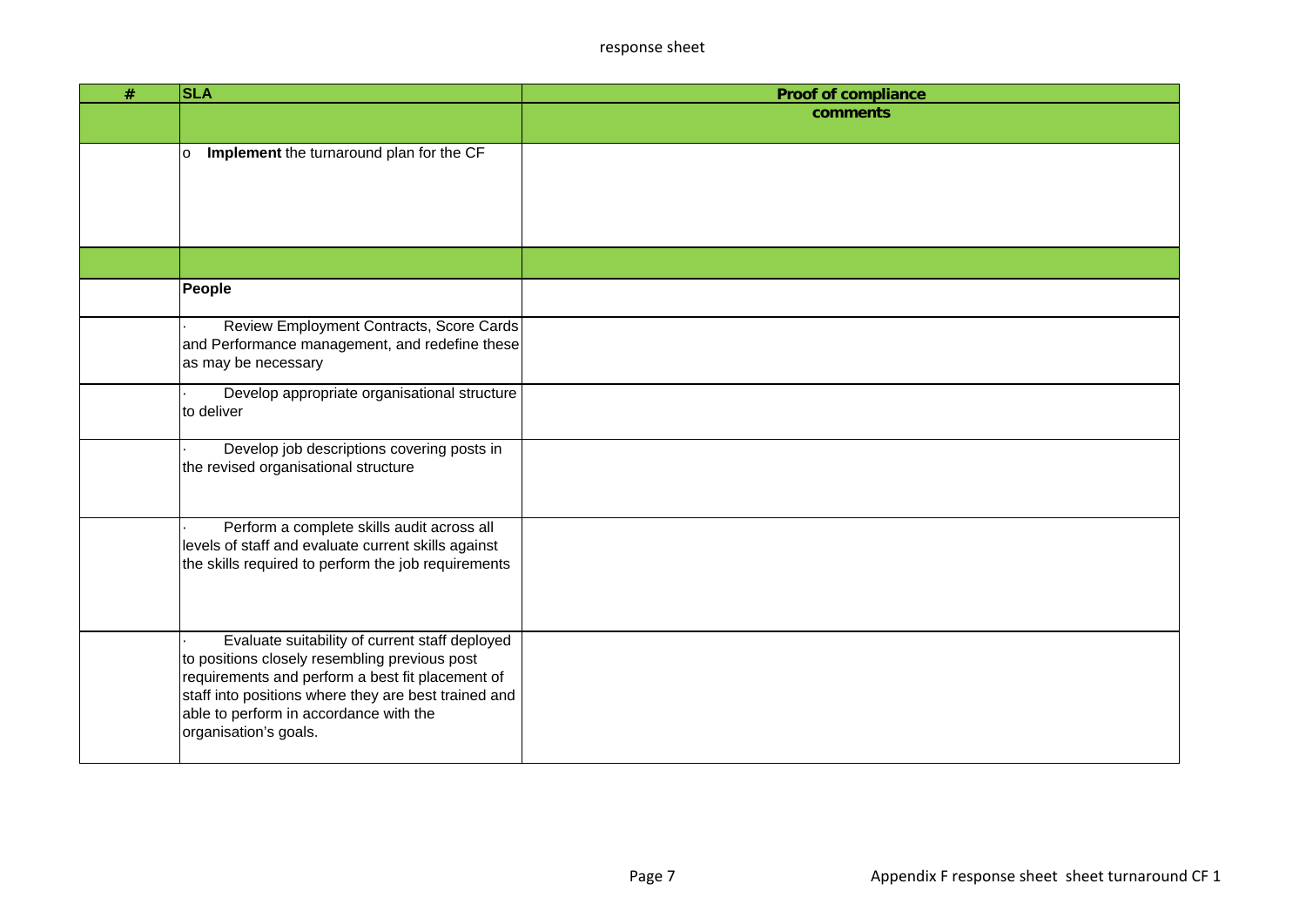| # | SLA | Proof of compliance |
|---|---|---|
| | | comments |
| | o **Implement** the turnaround plan for the CF | |
| | | |
| | **People** | |
| | · Review Employment Contracts, Score Cards and Performance management, and redefine these as may be necessary | |
| | · Develop appropriate organisational structure to deliver | |
| | · Develop job descriptions covering posts in the revised organisational structure | |
| | · Perform a complete skills audit across all levels of staff and evaluate current skills against the skills required to perform the job requirements | |
| | · Evaluate suitability of current staff deployed to positions closely resembling previous post requirements and perform a best fit placement of staff into positions where they are best trained and able to perform in accordance with the organisation's goals. | |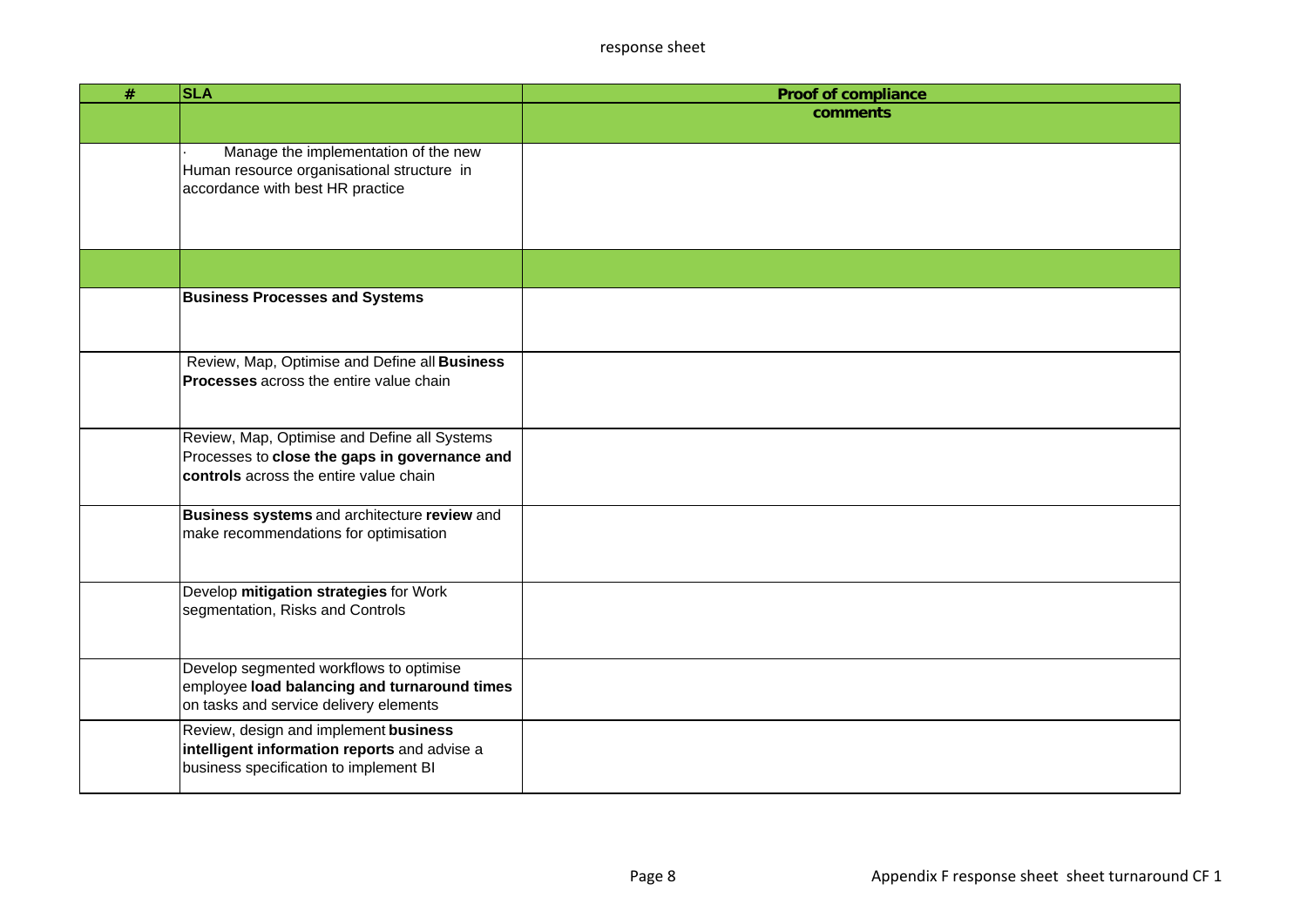response sheet

| # | SLA | Proof of compliance |
|---|---|---|
| | | **comments** |
| | · Manage the implementation of the new Human resource organisational structure in accordance with best HR practice | |
| | | |
| | **Business Processes and Systems** | |
| | Review, Map, Optimise and Define all **Business Processes** across the entire value chain | |
| | Review, Map, Optimise and Define all Systems Processes to **close the gaps in governance and controls** across the entire value chain | |
| | **Business systems** and architecture **review** and make recommendations for optimisation | |
| | Develop **mitigation strategies** for Work segmentation, Risks and Controls | |
| | Develop segmented workflows to optimise employee **load balancing and turnaround times** on tasks and service delivery elements | |
| | Review, design and implement **business intelligent information reports** and advise a business specification to implement BI | |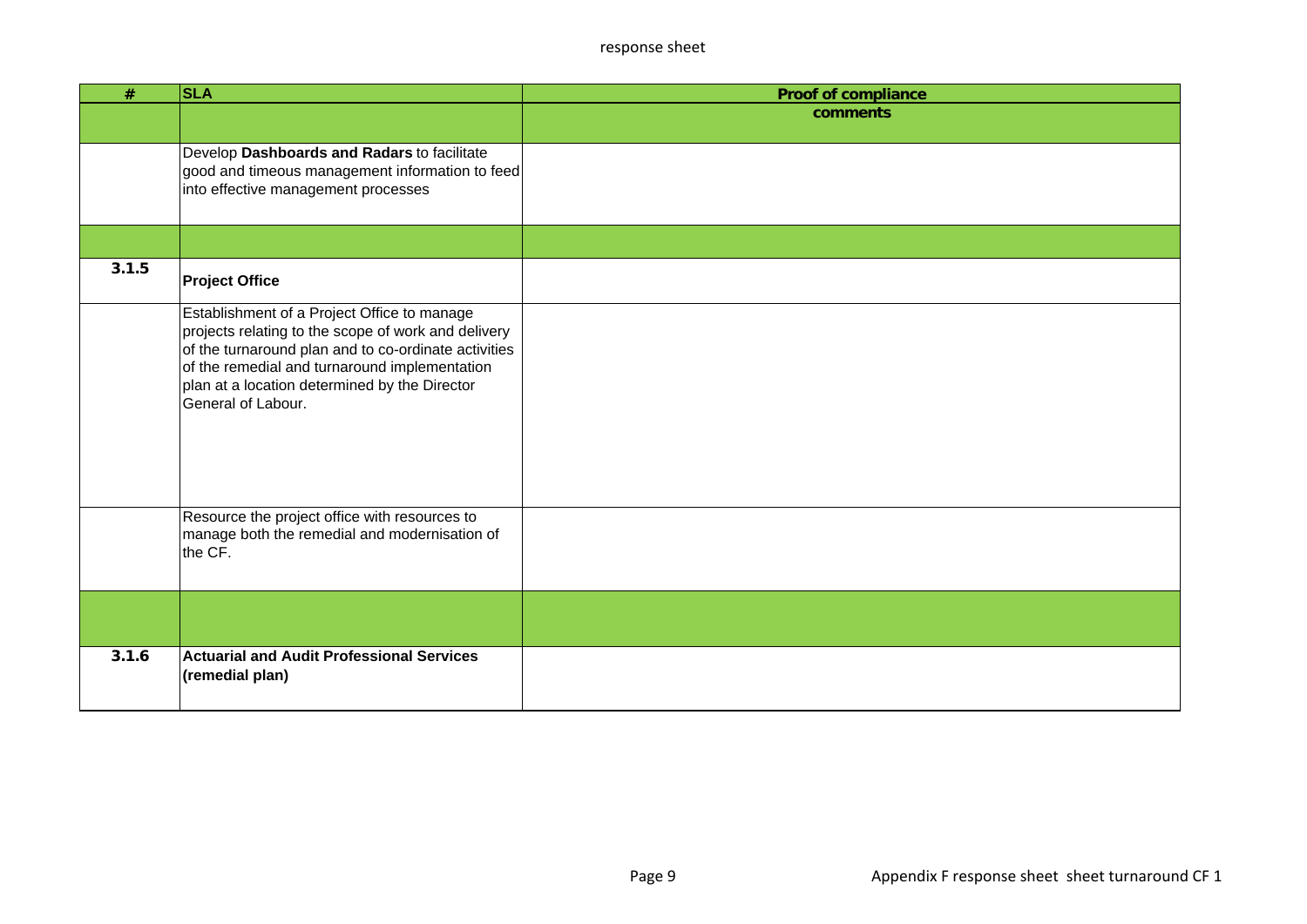| # | SLA | Proof of compliance |
|---|---|---|
| | | comments |
| | Develop **Dashboards and Radars** to facilitate good and timeous management information to feed into effective management processes | |
| | | |
| 3.1.5 | **Project Office** | |
| | Establishment of a Project Office to manage projects relating to the scope of work and delivery of the turnaround plan and to co-ordinate activities of the remedial and turnaround implementation plan at a location determined by the Director General of Labour. | |
| | Resource the project office with resources to manage both the remedial and modernisation of the CF. | |
| | | |
| 3.1.6 | **Actuarial and Audit Professional Services (remedial plan)** | |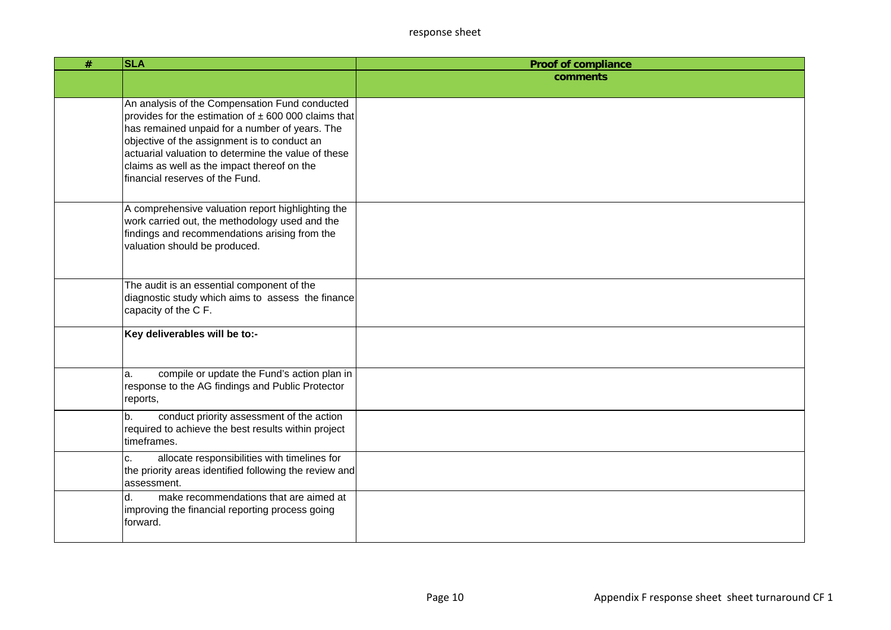response sheet

| # | SLA | Proof of compliance |
|---|---|---|
| | | comments |
| | An analysis of the Compensation Fund conducted provides for the estimation of ± 600 000 claims that has remained unpaid for a number of years. The objective of the assignment is to conduct an actuarial valuation to determine the value of these claims as well as the impact thereof on the financial reserves of the Fund. | |
| | A comprehensive valuation report highlighting the work carried out, the methodology used and the findings and recommendations arising from the valuation should be produced. | |
| | The audit is an essential component of the diagnostic study which aims to assess the finance capacity of the C F. | |
| | **Key deliverables will be to:-** | |
| | a. compile or update the Fund's action plan in response to the AG findings and Public Protector reports, | |
| | b. conduct priority assessment of the action required to achieve the best results within project timeframes. | |
| | c. allocate responsibilities with timelines for the priority areas identified following the review and assessment. | |
| | d. make recommendations that are aimed at improving the financial reporting process going forward. | |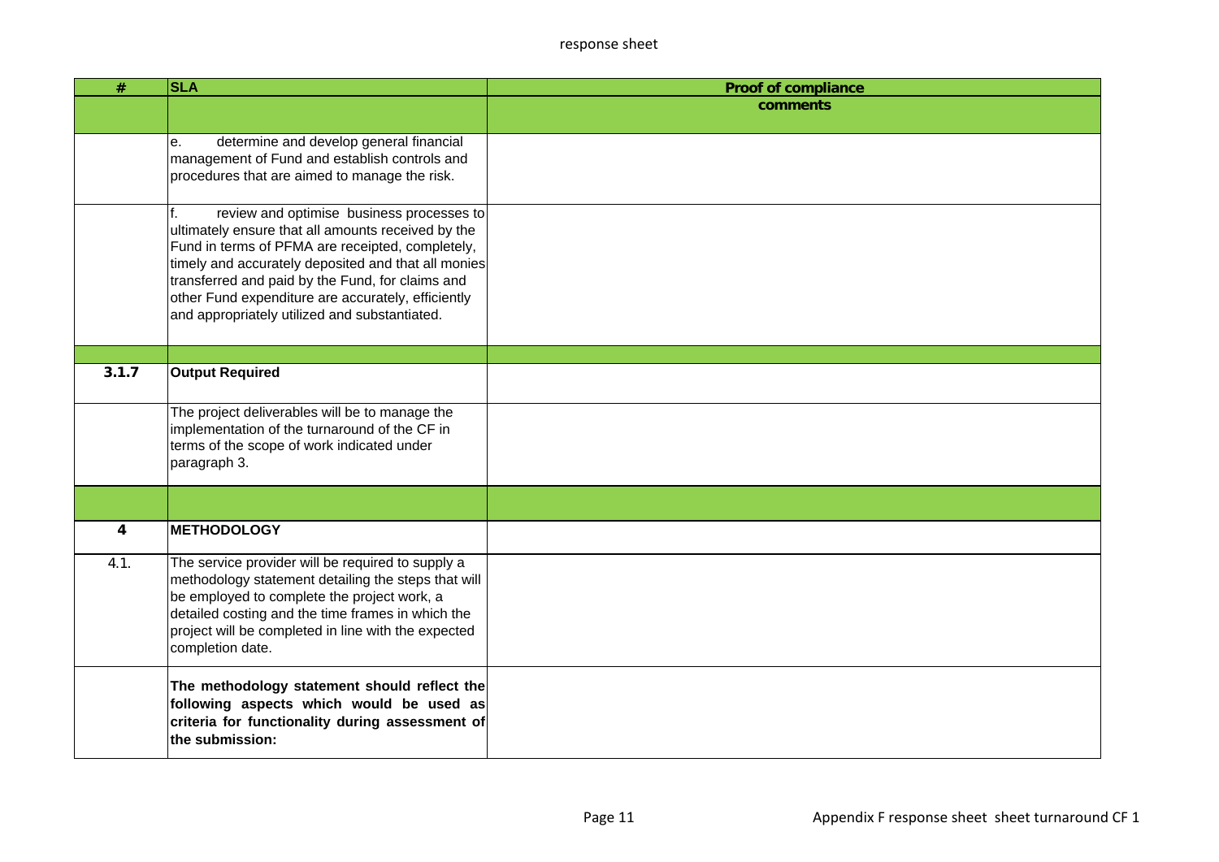| # | SLA | Proof of compliance |
|---|---|---|
| | | comments |
| | e. determine and develop general financial management of Fund and establish controls and procedures that are aimed to manage the risk. | |
| | f. review and optimise business processes to ultimately ensure that all amounts received by the Fund in terms of PFMA are receipted, completely, timely and accurately deposited and that all monies transferred and paid by the Fund, for claims and other Fund expenditure are accurately, efficiently and appropriately utilized and substantiated. | |
| | | |
| **3.1.7** | **Output Required** | |
| | The project deliverables will be to manage the implementation of the turnaround of the CF in terms of the scope of work indicated under paragraph 3. | |
| | | |
| **4** | **METHODOLOGY** | |
| 4.1. | The service provider will be required to supply a methodology statement detailing the steps that will be employed to complete the project work, a detailed costing and the time frames in which the project will be completed in line with the expected completion date. | |
| | **The methodology statement should reflect the following aspects which would be used as criteria for functionality during assessment of the submission:** | |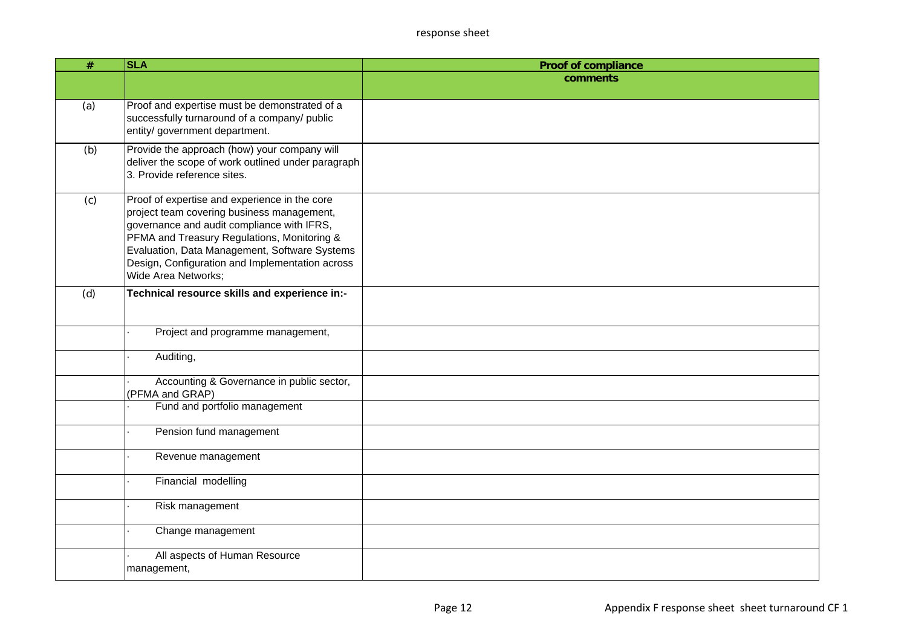response sheet

| # | SLA | Proof of compliance |
|---|---|---|
| | | comments |
| (a) | Proof and expertise must be demonstrated of a successfully turnaround of a company/ public entity/ government department. | |
| (b) | Provide the approach (how) your company will deliver the scope of work outlined under paragraph 3. Provide reference sites. | |
| (c) | Proof of expertise and experience in the core project team covering business management, governance and audit compliance with IFRS, PFMA and Treasury Regulations, Monitoring & Evaluation, Data Management, Software Systems Design, Configuration and Implementation across Wide Area Networks; | |
| (d) | **Technical resource skills and experience in:-** | |
| | · Project and programme management, | |
| | · Auditing, | |
| | · Accounting & Governance in public sector, (PFMA and GRAP) | |
| | · Fund and portfolio management | |
| | · Pension fund management | |
| | · Revenue management | |
| | · Financial modelling | |
| | · Risk management | |
| | · Change management | |
| | · All aspects of Human Resource management, | |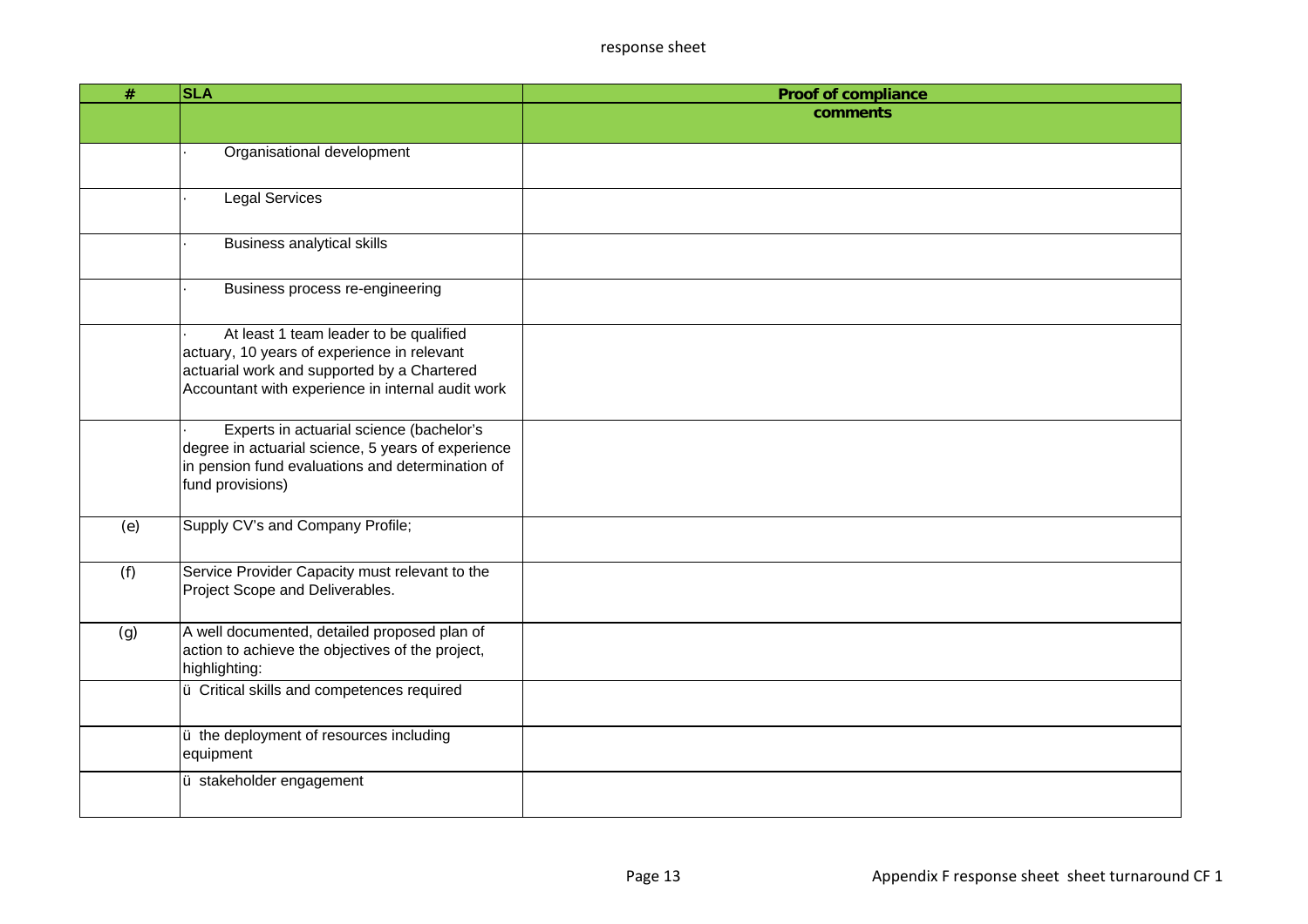response sheet

| # | SLA | Proof of compliance |
|---|---|---|
| | | comments |
| | · Organisational development | |
| | · Legal Services | |
| | · Business analytical skills | |
| | · Business process re-engineering | |
| | · At least 1 team leader to be qualified actuary, 10 years of experience in relevant actuarial work and supported by a Chartered Accountant with experience in internal audit work | |
| | · Experts in actuarial science (bachelor's degree in actuarial science, 5 years of experience in pension fund evaluations and determination of fund provisions) | |
| (e) | Supply CV's and Company Profile; | |
| (f) | Service Provider Capacity must relevant to the Project Scope and Deliverables. | |
| (g) | A well documented, detailed proposed plan of action to achieve the objectives of the project, highlighting: | |
| | ü Critical skills and competences required | |
| | ü the deployment of resources including equipment | |
| | ü stakeholder engagement | |

Appendix F response sheet sheet turnaround CF 1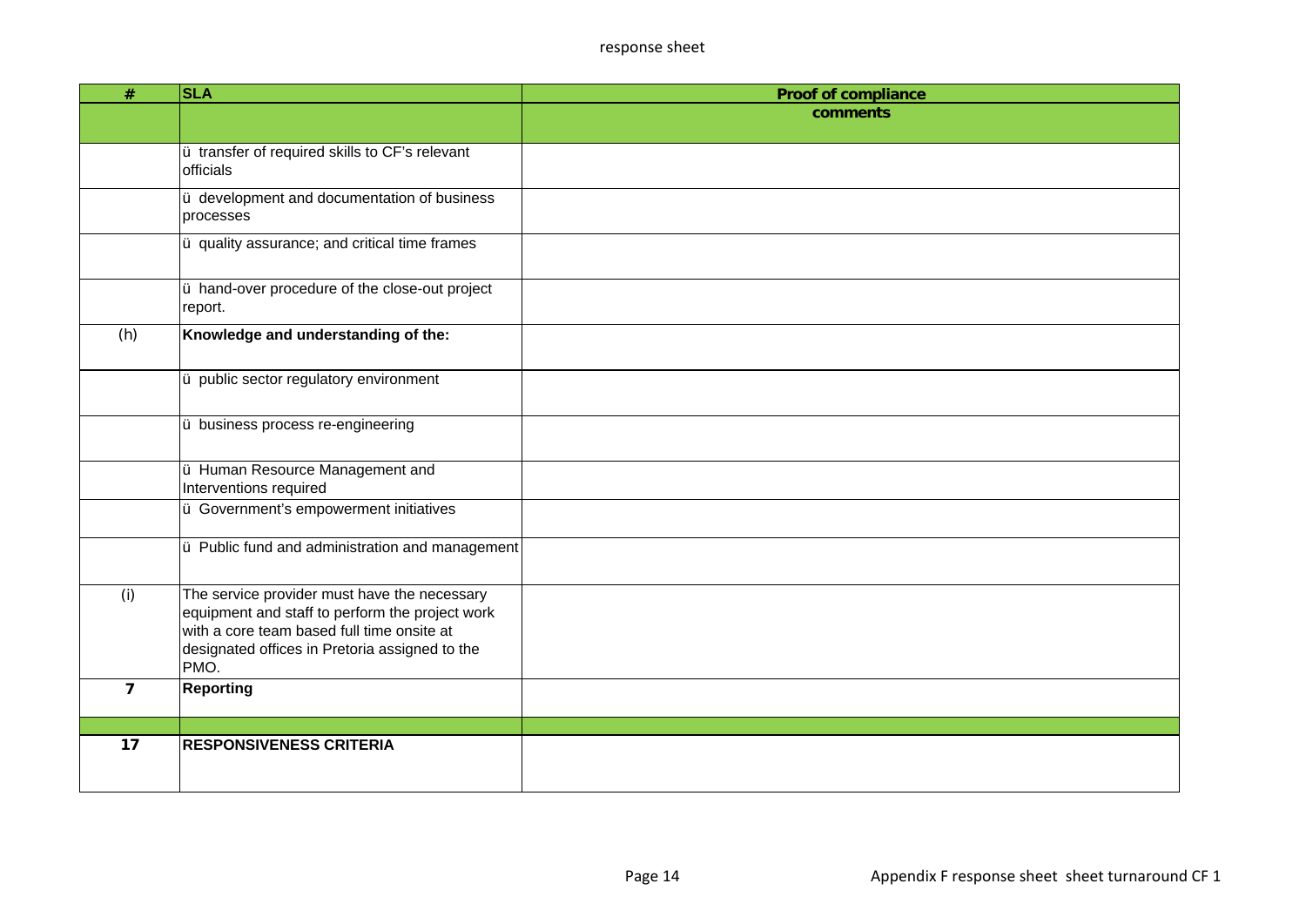| # | SLA | Proof of compliance |
|---|---|---|
| | | comments |
| | ü transfer of required skills to CF's relevant officials | |
| | ü development and documentation of business processes | |
| | ü quality assurance; and critical time frames | |
| | ü hand-over procedure of the close-out project report. | |
| (h) | **Knowledge and understanding of the:** | |
| | ü public sector regulatory environment | |
| | ü business process re-engineering | |
| | ü Human Resource Management and Interventions required | |
| | ü Government's empowerment initiatives | |
| | ü Public fund and administration and management | |
| (i) | The service provider must have the necessary equipment and staff to perform the project work with a core team based full time onsite at designated offices in Pretoria assigned to the PMO. | |
| **7** | **Reporting** | |
| | | |
| **17** | **RESPONSIVENESS CRITERIA** | |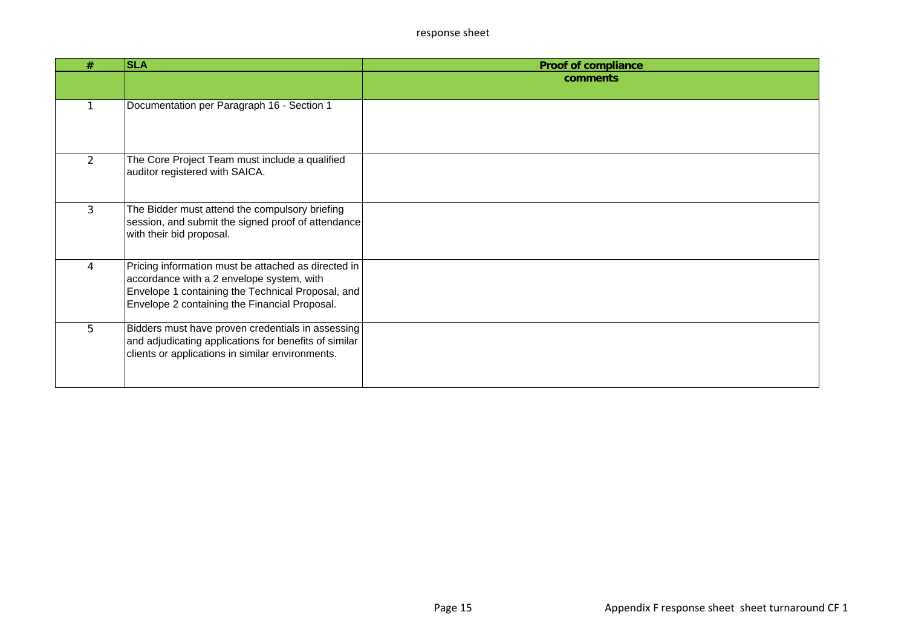response sheet

| # | SLA | Proof of compliance |
| --- | --- | --- |
| | | comments |
| 1 | Documentation per Paragraph 16 - Section 1 | |
| 2 | The Core Project Team must include a qualified auditor registered with SAICA. | |
| 3 | The Bidder must attend the compulsory briefing session, and submit the signed proof of attendance with their bid proposal. | |
| 4 | Pricing information must be attached as directed in accordance with a 2 envelope system, with Envelope 1 containing the Technical Proposal, and Envelope 2 containing the Financial Proposal. | |
| 5 | Bidders must have proven credentials in assessing and adjudicating applications for benefits of similar clients or applications in similar environments. | |